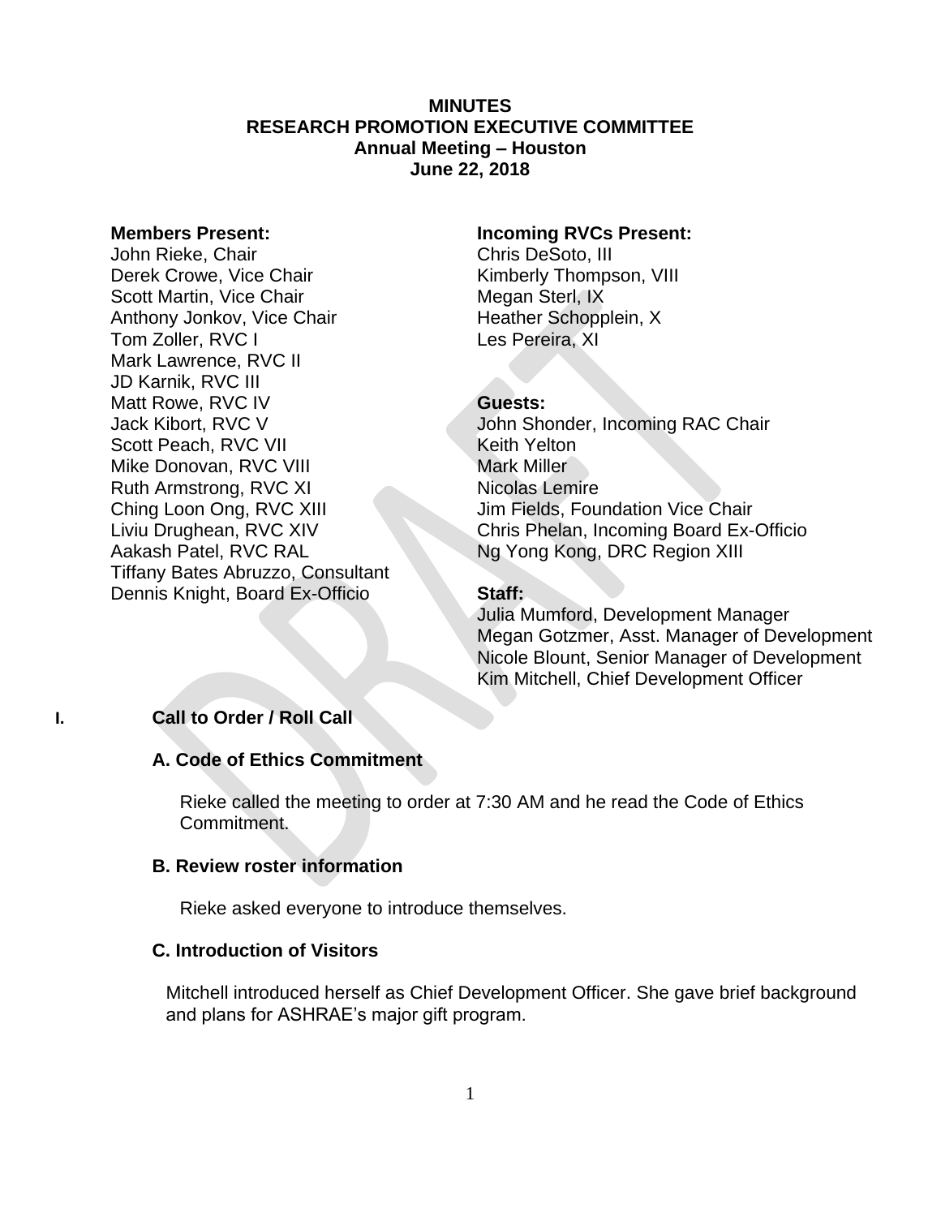**MINUTES**
**RESEARCH PROMOTION EXECUTIVE COMMITTEE**
**Annual Meeting – Houston**
**June 22, 2018**

**Members Present:**
John Rieke, Chair
Derek Crowe, Vice Chair
Scott Martin, Vice Chair
Anthony Jonkov, Vice Chair
Tom Zoller, RVC I
Mark Lawrence, RVC II
JD Karnik, RVC III
Matt Rowe, RVC IV
Jack Kibort, RVC V
Scott Peach, RVC VII
Mike Donovan, RVC VIII
Ruth Armstrong, RVC XI
Ching Loon Ong, RVC XIII
Liviu Drughean, RVC XIV
Aakash Patel, RVC RAL
Tiffany Bates Abruzzo, Consultant
Dennis Knight, Board Ex-Officio

**Incoming RVCs Present:**
Chris DeSoto, III
Kimberly Thompson, VIII
Megan Sterl, IX
Heather Schopplein, X
Les Pereira, XI

**Guests:**
John Shonder, Incoming RAC Chair
Keith Yelton
Mark Miller
Nicolas Lemire
Jim Fields, Foundation Vice Chair
Chris Phelan, Incoming Board Ex-Officio
Ng Yong Kong, DRC Region XIII

**Staff:**
Julia Mumford, Development Manager
Megan Gotzmer, Asst. Manager of Development
Nicole Blount, Senior Manager of Development
Kim Mitchell, Chief Development Officer

## I. Call to Order / Roll Call

### A. Code of Ethics Commitment

Rieke called the meeting to order at 7:30 AM and he read the Code of Ethics Commitment.

### B. Review roster information

Rieke asked everyone to introduce themselves.

### C. Introduction of Visitors

Mitchell introduced herself as Chief Development Officer. She gave brief background and plans for ASHRAE's major gift program.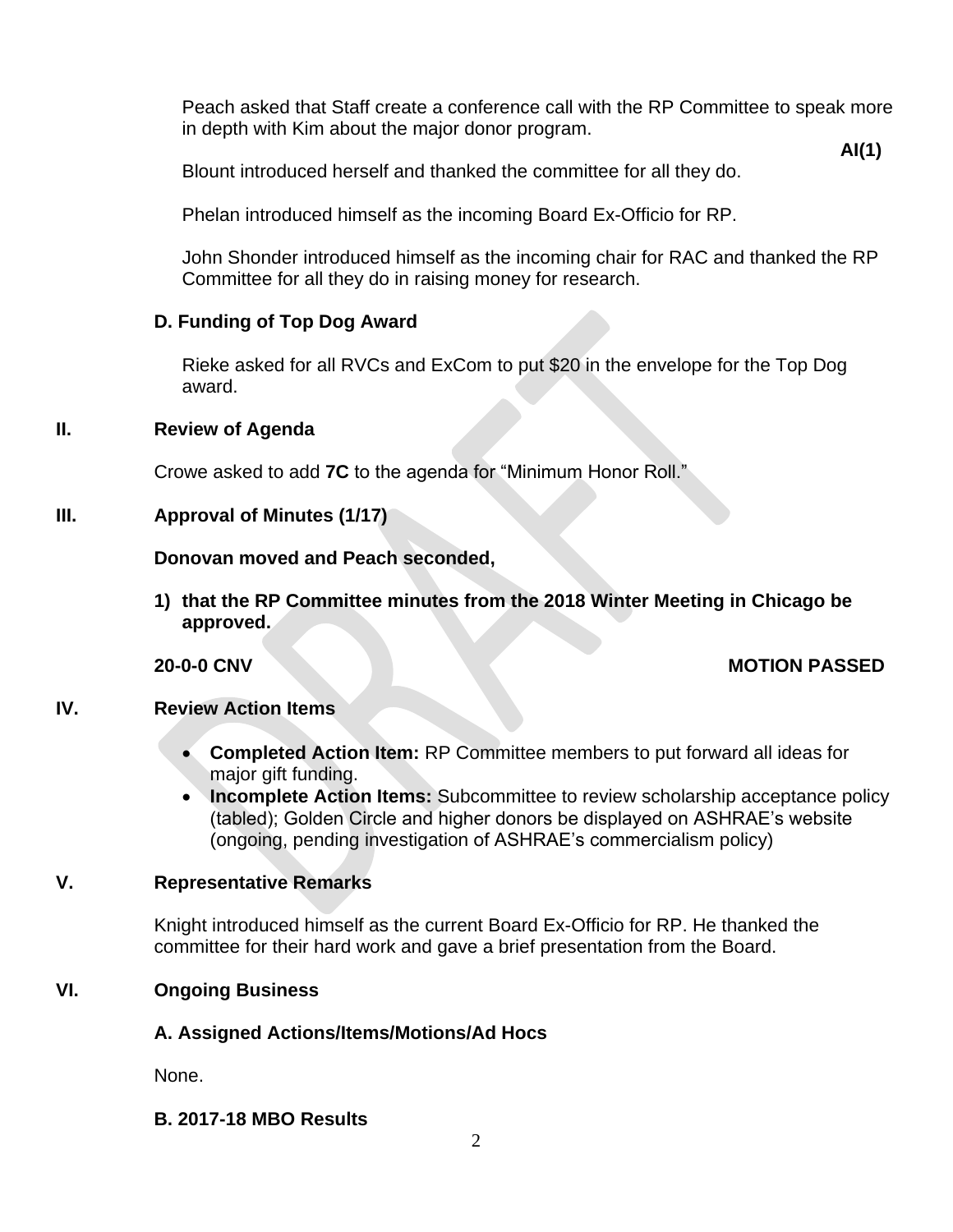Peach asked that Staff create a conference call with the RP Committee to speak more in depth with Kim about the major donor program.

**AI(1)**

Blount introduced herself and thanked the committee for all they do.

Phelan introduced himself as the incoming Board Ex-Officio for RP.

John Shonder introduced himself as the incoming chair for RAC and thanked the RP Committee for all they do in raising money for research.

### D. Funding of Top Dog Award

Rieke asked for all RVCs and ExCom to put $20 in the envelope for the Top Dog award.

## II. Review of Agenda

Crowe asked to add **7C** to the agenda for "Minimum Honor Roll."

## III. Approval of Minutes (1/17)

**Donovan moved and Peach seconded,**

**1) that the RP Committee minutes from the 2018 Winter Meeting in Chicago be approved.**

**20-0-0 CNV** **MOTION PASSED**

## IV. Review Action Items

- **Completed Action Item:** RP Committee members to put forward all ideas for major gift funding.
- **Incomplete Action Items:** Subcommittee to review scholarship acceptance policy (tabled); Golden Circle and higher donors be displayed on ASHRAE's website (ongoing, pending investigation of ASHRAE's commercialism policy)

## V. Representative Remarks

Knight introduced himself as the current Board Ex-Officio for RP. He thanked the committee for their hard work and gave a brief presentation from the Board.

## VI. Ongoing Business

### A. Assigned Actions/Items/Motions/Ad Hocs

None.

### B. 2017-18 MBO Results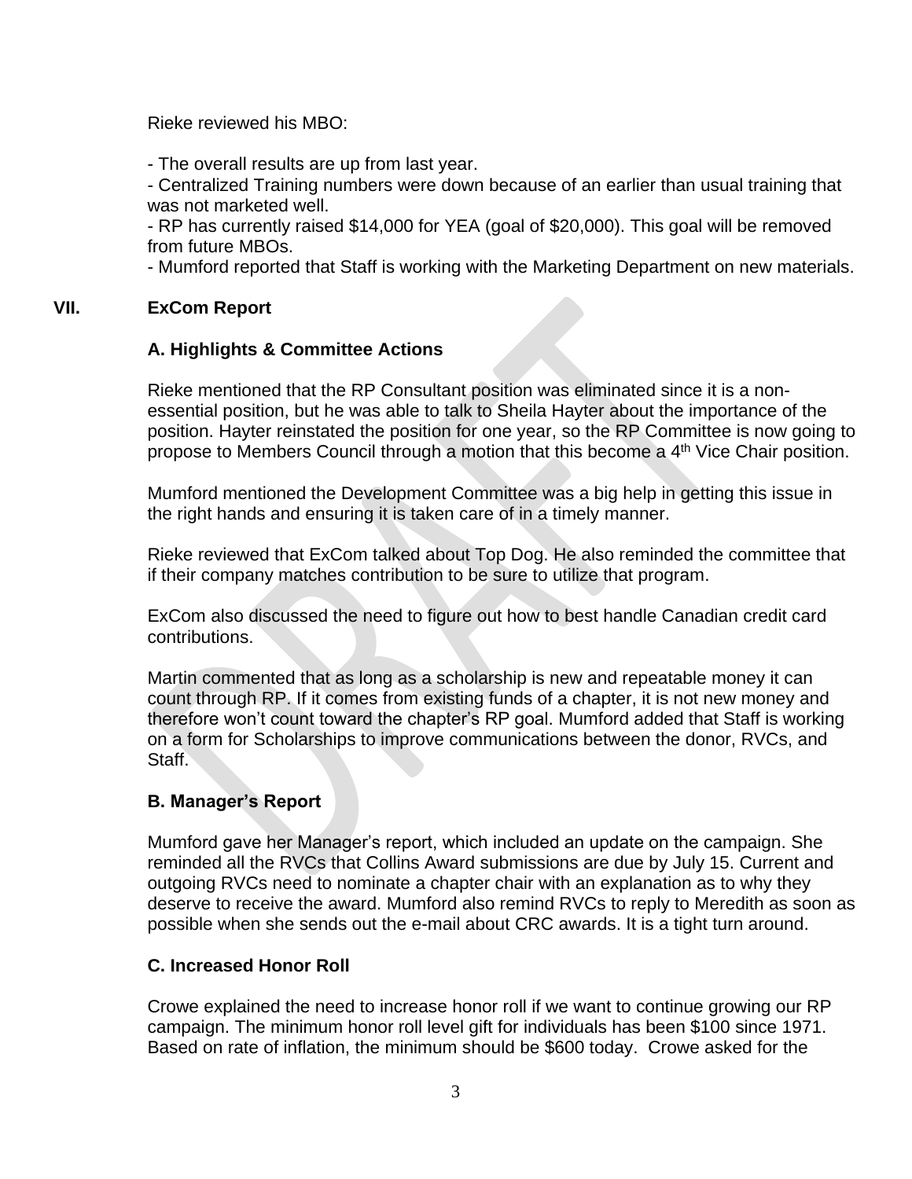Rieke reviewed his MBO:

- The overall results are up from last year.
- Centralized Training numbers were down because of an earlier than usual training that was not marketed well.
- RP has currently raised $14,000 for YEA (goal of $20,000). This goal will be removed from future MBOs.
- Mumford reported that Staff is working with the Marketing Department on new materials.

## VII. ExCom Report

### A. Highlights & Committee Actions

Rieke mentioned that the RP Consultant position was eliminated since it is a non-essential position, but he was able to talk to Sheila Hayter about the importance of the position. Hayter reinstated the position for one year, so the RP Committee is now going to propose to Members Council through a motion that this become a 4th Vice Chair position.

Mumford mentioned the Development Committee was a big help in getting this issue in the right hands and ensuring it is taken care of in a timely manner.

Rieke reviewed that ExCom talked about Top Dog. He also reminded the committee that if their company matches contribution to be sure to utilize that program.

ExCom also discussed the need to figure out how to best handle Canadian credit card contributions.

Martin commented that as long as a scholarship is new and repeatable money it can count through RP. If it comes from existing funds of a chapter, it is not new money and therefore won't count toward the chapter's RP goal. Mumford added that Staff is working on a form for Scholarships to improve communications between the donor, RVCs, and Staff.

### B. Manager's Report

Mumford gave her Manager's report, which included an update on the campaign. She reminded all the RVCs that Collins Award submissions are due by July 15. Current and outgoing RVCs need to nominate a chapter chair with an explanation as to why they deserve to receive the award. Mumford also remind RVCs to reply to Meredith as soon as possible when she sends out the e-mail about CRC awards. It is a tight turn around.

### C. Increased Honor Roll

Crowe explained the need to increase honor roll if we want to continue growing our RP campaign. The minimum honor roll level gift for individuals has been $100 since 1971. Based on rate of inflation, the minimum should be $600 today. Crowe asked for the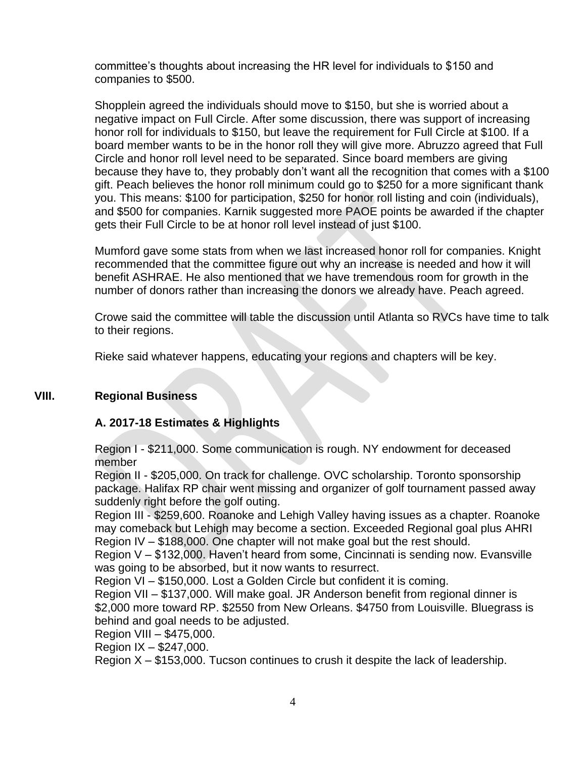committee's thoughts about increasing the HR level for individuals to $150 and companies to $500.

Shopplein agreed the individuals should move to $150, but she is worried about a negative impact on Full Circle. After some discussion, there was support of increasing honor roll for individuals to $150, but leave the requirement for Full Circle at $100. If a board member wants to be in the honor roll they will give more. Abruzzo agreed that Full Circle and honor roll level need to be separated. Since board members are giving because they have to, they probably don't want all the recognition that comes with a $100 gift. Peach believes the honor roll minimum could go to $250 for a more significant thank you. This means: $100 for participation, $250 for honor roll listing and coin (individuals), and $500 for companies. Karnik suggested more PAOE points be awarded if the chapter gets their Full Circle to be at honor roll level instead of just $100.

Mumford gave some stats from when we last increased honor roll for companies. Knight recommended that the committee figure out why an increase is needed and how it will benefit ASHRAE. He also mentioned that we have tremendous room for growth in the number of donors rather than increasing the donors we already have. Peach agreed.

Crowe said the committee will table the discussion until Atlanta so RVCs have time to talk to their regions.

Rieke said whatever happens, educating your regions and chapters will be key.

## VIII. Regional Business

### A. 2017-18 Estimates & Highlights

Region I - $211,000. Some communication is rough. NY endowment for deceased member
Region II - $205,000. On track for challenge. OVC scholarship. Toronto sponsorship package. Halifax RP chair went missing and organizer of golf tournament passed away suddenly right before the golf outing.
Region III - $259,600. Roanoke and Lehigh Valley having issues as a chapter. Roanoke may comeback but Lehigh may become a section. Exceeded Regional goal plus AHRI
Region IV – $188,000. One chapter will not make goal but the rest should.
Region V – $132,000. Haven't heard from some, Cincinnati is sending now. Evansville was going to be absorbed, but it now wants to resurrect.
Region VI – $150,000. Lost a Golden Circle but confident it is coming.
Region VII – $137,000. Will make goal. JR Anderson benefit from regional dinner is $2,000 more toward RP. $2550 from New Orleans. $4750 from Louisville. Bluegrass is behind and goal needs to be adjusted.
Region VIII – $475,000.
Region IX – $247,000.
Region X – $153,000. Tucson continues to crush it despite the lack of leadership.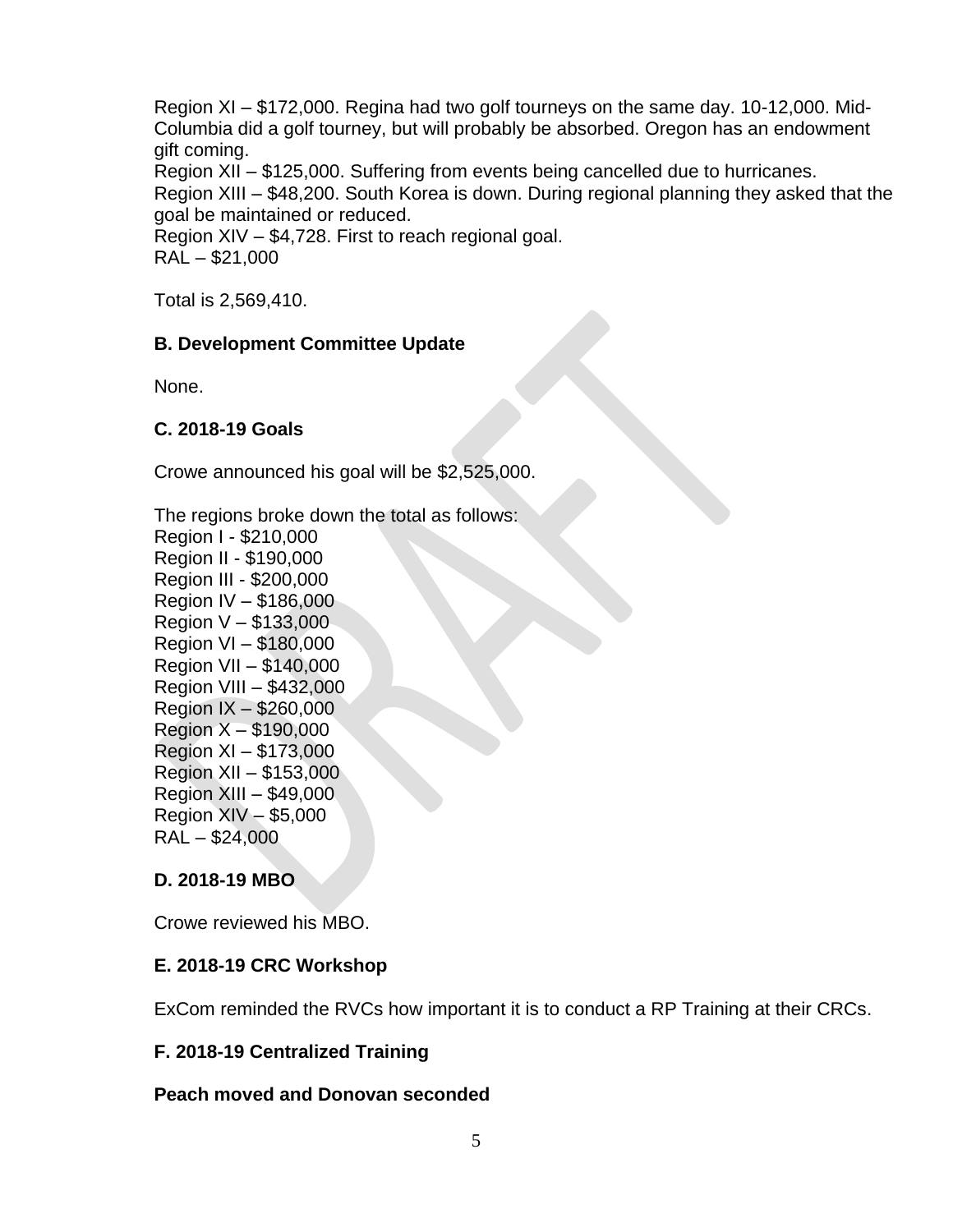Region XI – $172,000. Regina had two golf tourneys on the same day. 10-12,000. Mid-Columbia did a golf tourney, but will probably be absorbed. Oregon has an endowment gift coming.
Region XII – $125,000. Suffering from events being cancelled due to hurricanes.
Region XIII – $48,200. South Korea is down. During regional planning they asked that the goal be maintained or reduced.
Region XIV – $4,728. First to reach regional goal.
RAL – $21,000

Total is 2,569,410.

**B. Development Committee Update**

None.

**C. 2018-19 Goals**

Crowe announced his goal will be $2,525,000.

The regions broke down the total as follows:
Region I - $210,000
Region II - $190,000
Region III - $200,000
Region IV – $186,000
Region V – $133,000
Region VI – $180,000
Region VII – $140,000
Region VIII – $432,000
Region IX – $260,000
Region X – $190,000
Region XI – $173,000
Region XII – $153,000
Region XIII – $49,000
Region XIV – $5,000
RAL – $24,000

**D. 2018-19 MBO**

Crowe reviewed his MBO.

**E. 2018-19 CRC Workshop**

ExCom reminded the RVCs how important it is to conduct a RP Training at their CRCs.

**F. 2018-19 Centralized Training**

**Peach moved and Donovan seconded**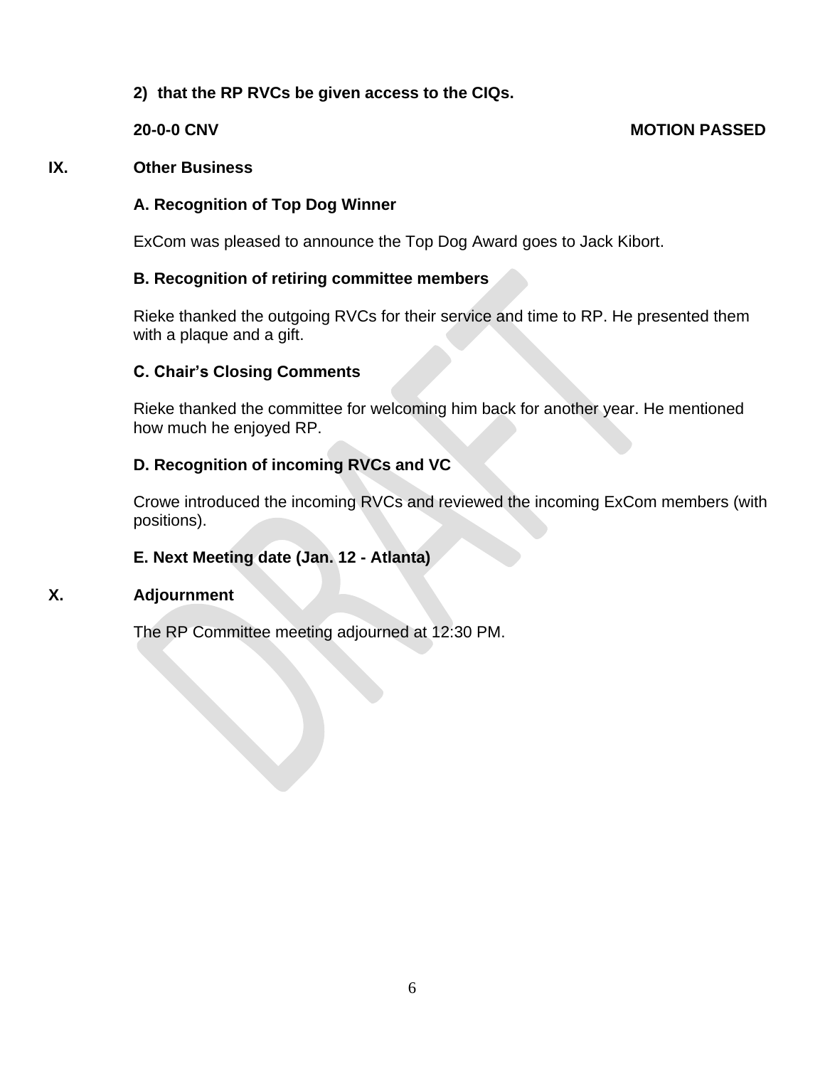**2) that the RP RVCs be given access to the CIQs.**

**20-0-0 CNV** **MOTION PASSED**

## IX. Other Business

### A. Recognition of Top Dog Winner

ExCom was pleased to announce the Top Dog Award goes to Jack Kibort.

### B. Recognition of retiring committee members

Rieke thanked the outgoing RVCs for their service and time to RP. He presented them with a plaque and a gift.

### C. Chair's Closing Comments

Rieke thanked the committee for welcoming him back for another year. He mentioned how much he enjoyed RP.

### D. Recognition of incoming RVCs and VC

Crowe introduced the incoming RVCs and reviewed the incoming ExCom members (with positions).

### E. Next Meeting date (Jan. 12 - Atlanta)

## X. Adjournment

The RP Committee meeting adjourned at 12:30 PM.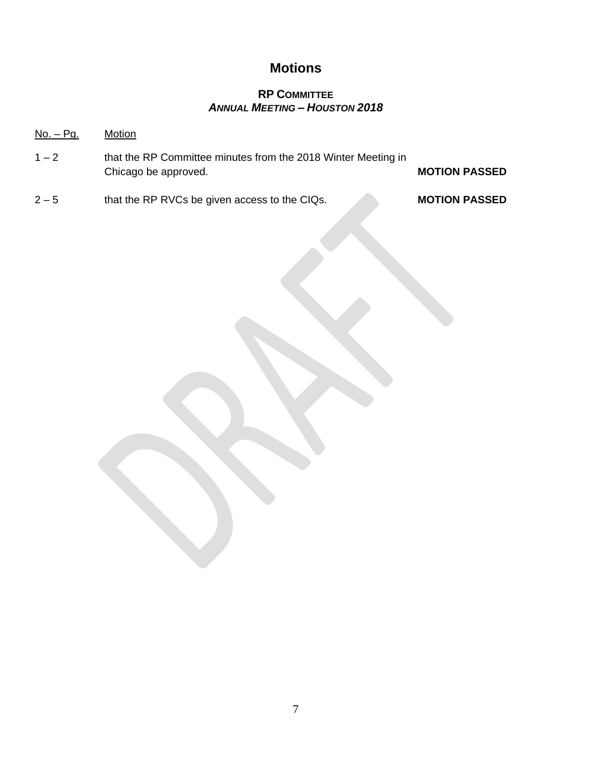# Motions

## RP Committee
### *Annual Meeting – Houston 2018*

| No. – Pg. | Motion | |
|---|---|---|
| 1 – 2 | that the RP Committee minutes from the 2018 Winter Meeting in Chicago be approved. | **MOTION PASSED** |
| 2 – 5 | that the RP RVCs be given access to the CIQs. | **MOTION PASSED** |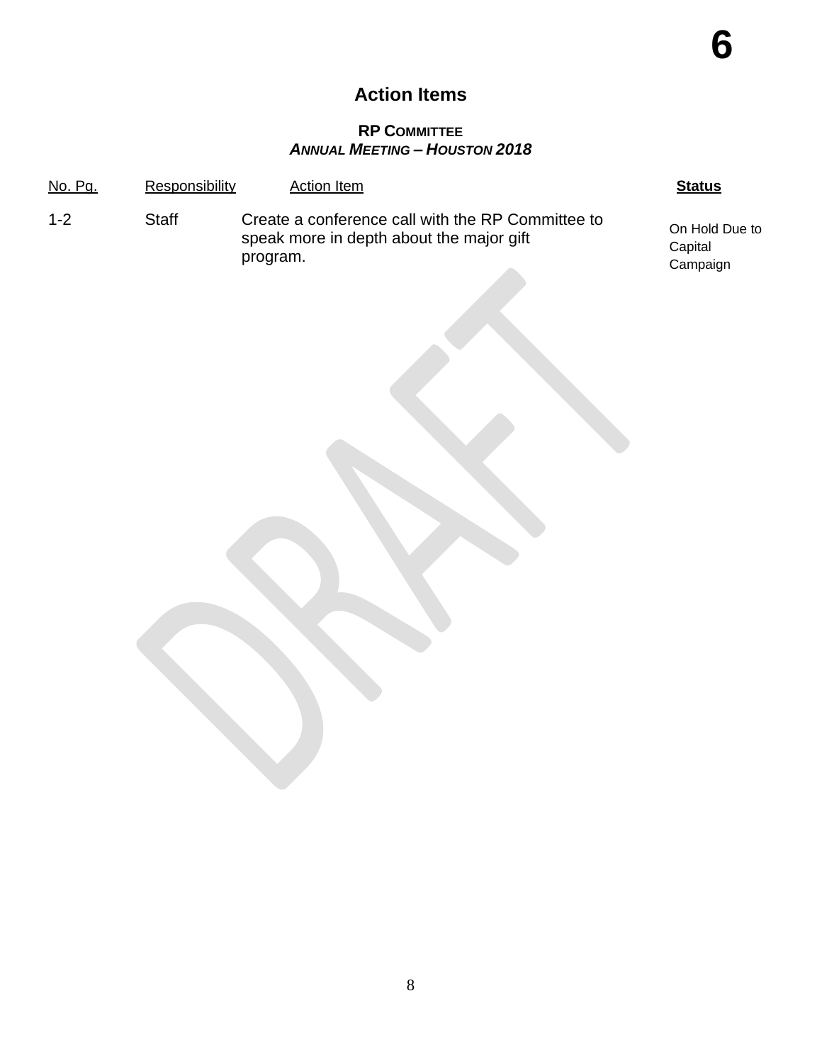6

# Action Items

**RP COMMITTEE**
***ANNUAL MEETING – HOUSTON 2018***

| No. Pg. | Responsibility | Action Item | Status |
| --- | --- | --- | --- |
| 1-2 | Staff | Create a conference call with the RP Committee to speak more in depth about the major gift program. | On Hold Due to Capital Campaign |

DRAFT